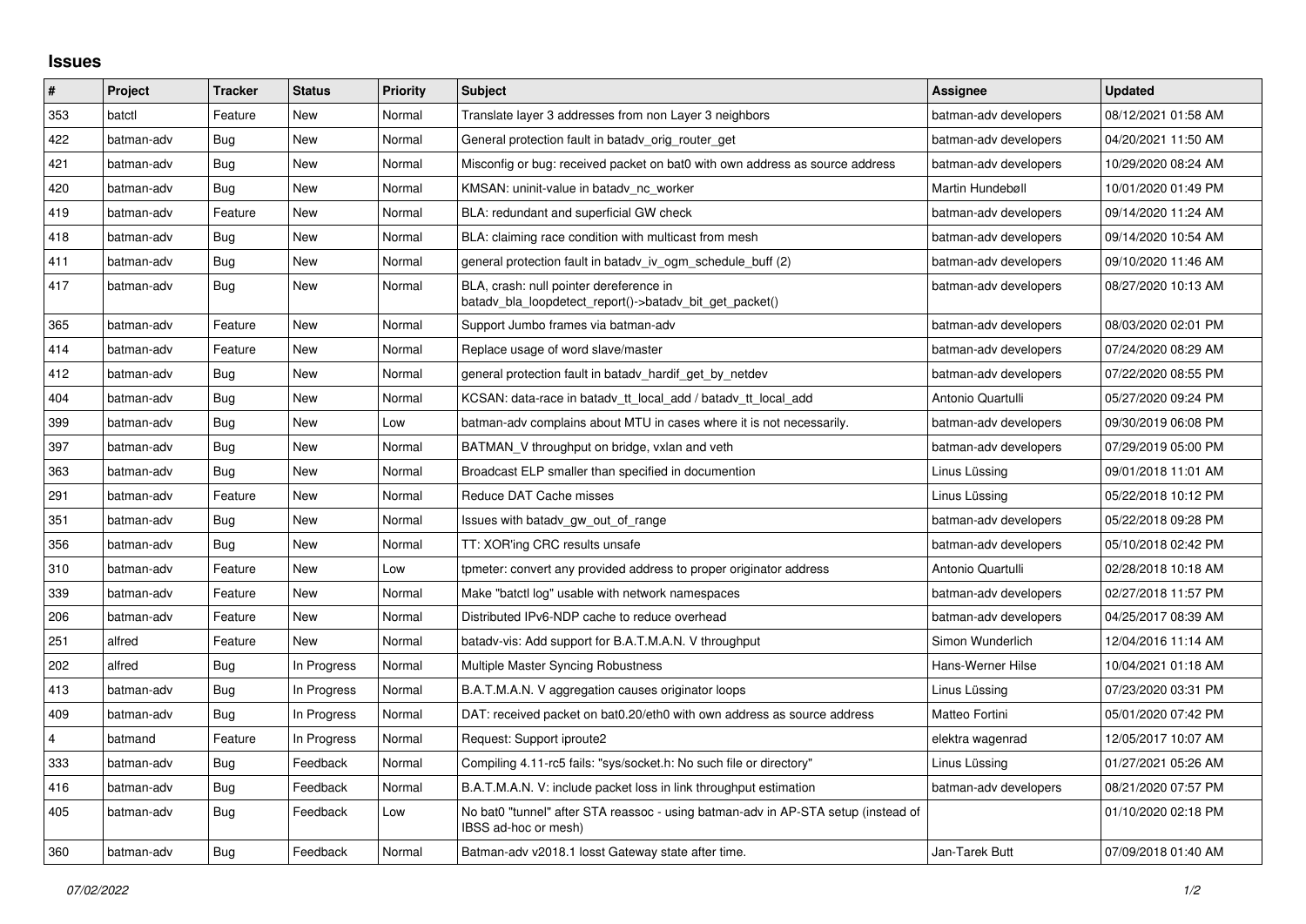## Issues

| # | Project | Tracker | Status | Priority | Subject | Assignee | Updated |
|---|---|---|---|---|---|---|---|
| 353 | batctl | Feature | New | Normal | Translate layer 3 addresses from non Layer 3 neighbors | batman-adv developers | 08/12/2021 01:58 AM |
| 422 | batman-adv | Bug | New | Normal | General protection fault in batadv_orig_router_get | batman-adv developers | 04/20/2021 11:50 AM |
| 421 | batman-adv | Bug | New | Normal | Misconfig or bug: received packet on bat0 with own address as source address | batman-adv developers | 10/29/2020 08:24 AM |
| 420 | batman-adv | Bug | New | Normal | KMSAN: uninit-value in batadv_nc_worker | Martin Hundebøll | 10/01/2020 01:49 PM |
| 419 | batman-adv | Feature | New | Normal | BLA: redundant and superficial GW check | batman-adv developers | 09/14/2020 11:24 AM |
| 418 | batman-adv | Bug | New | Normal | BLA: claiming race condition with multicast from mesh | batman-adv developers | 09/14/2020 10:54 AM |
| 411 | batman-adv | Bug | New | Normal | general protection fault in batadv_iv_ogm_schedule_buff (2) | batman-adv developers | 09/10/2020 11:46 AM |
| 417 | batman-adv | Bug | New | Normal | BLA, crash: null pointer dereference in batadv_bla_loopdetect_report()->batadv_bit_get_packet() | batman-adv developers | 08/27/2020 10:13 AM |
| 365 | batman-adv | Feature | New | Normal | Support Jumbo frames via batman-adv | batman-adv developers | 08/03/2020 02:01 PM |
| 414 | batman-adv | Feature | New | Normal | Replace usage of word slave/master | batman-adv developers | 07/24/2020 08:29 AM |
| 412 | batman-adv | Bug | New | Normal | general protection fault in batadv_hardif_get_by_netdev | batman-adv developers | 07/22/2020 08:55 PM |
| 404 | batman-adv | Bug | New | Normal | KCSAN: data-race in batadv_tt_local_add / batadv_tt_local_add | Antonio Quartulli | 05/27/2020 09:24 PM |
| 399 | batman-adv | Bug | New | Low | batman-adv complains about MTU in cases where it is not necessarily. | batman-adv developers | 09/30/2019 06:08 PM |
| 397 | batman-adv | Bug | New | Normal | BATMAN_V throughput on bridge, vxlan and veth | batman-adv developers | 07/29/2019 05:00 PM |
| 363 | batman-adv | Bug | New | Normal | Broadcast ELP smaller than specified in documention | Linus Lüssing | 09/01/2018 11:01 AM |
| 291 | batman-adv | Feature | New | Normal | Reduce DAT Cache misses | Linus Lüssing | 05/22/2018 10:12 PM |
| 351 | batman-adv | Bug | New | Normal | Issues with batadv_gw_out_of_range | batman-adv developers | 05/22/2018 09:28 PM |
| 356 | batman-adv | Bug | New | Normal | TT: XOR'ing CRC results unsafe | batman-adv developers | 05/10/2018 02:42 PM |
| 310 | batman-adv | Feature | New | Low | tpmeter: convert any provided address to proper originator address | Antonio Quartulli | 02/28/2018 10:18 AM |
| 339 | batman-adv | Feature | New | Normal | Make "batctl log" usable with network namespaces | batman-adv developers | 02/27/2018 11:57 PM |
| 206 | batman-adv | Feature | New | Normal | Distributed IPv6-NDP cache to reduce overhead | batman-adv developers | 04/25/2017 08:39 AM |
| 251 | alfred | Feature | New | Normal | batadv-vis: Add support for B.A.T.M.A.N. V throughput | Simon Wunderlich | 12/04/2016 11:14 AM |
| 202 | alfred | Bug | In Progress | Normal | Multiple Master Syncing Robustness | Hans-Werner Hilse | 10/04/2021 01:18 AM |
| 413 | batman-adv | Bug | In Progress | Normal | B.A.T.M.A.N. V aggregation causes originator loops | Linus Lüssing | 07/23/2020 03:31 PM |
| 409 | batman-adv | Bug | In Progress | Normal | DAT: received packet on bat0.20/eth0 with own address as source address | Matteo Fortini | 05/01/2020 07:42 PM |
| 4 | batmand | Feature | In Progress | Normal | Request: Support iproute2 | elektra wagenrad | 12/05/2017 10:07 AM |
| 333 | batman-adv | Bug | Feedback | Normal | Compiling 4.11-rc5 fails: "sys/socket.h: No such file or directory" | Linus Lüssing | 01/27/2021 05:26 AM |
| 416 | batman-adv | Bug | Feedback | Normal | B.A.T.M.A.N. V: include packet loss in link throughput estimation | batman-adv developers | 08/21/2020 07:57 PM |
| 405 | batman-adv | Bug | Feedback | Low | No bat0 "tunnel" after STA reassoc - using batman-adv in AP-STA setup (instead of IBSS ad-hoc or mesh) | | 01/10/2020 02:18 PM |
| 360 | batman-adv | Bug | Feedback | Normal | Batman-adv v2018.1 losst Gateway state after time. | Jan-Tarek Butt | 07/09/2018 01:40 AM |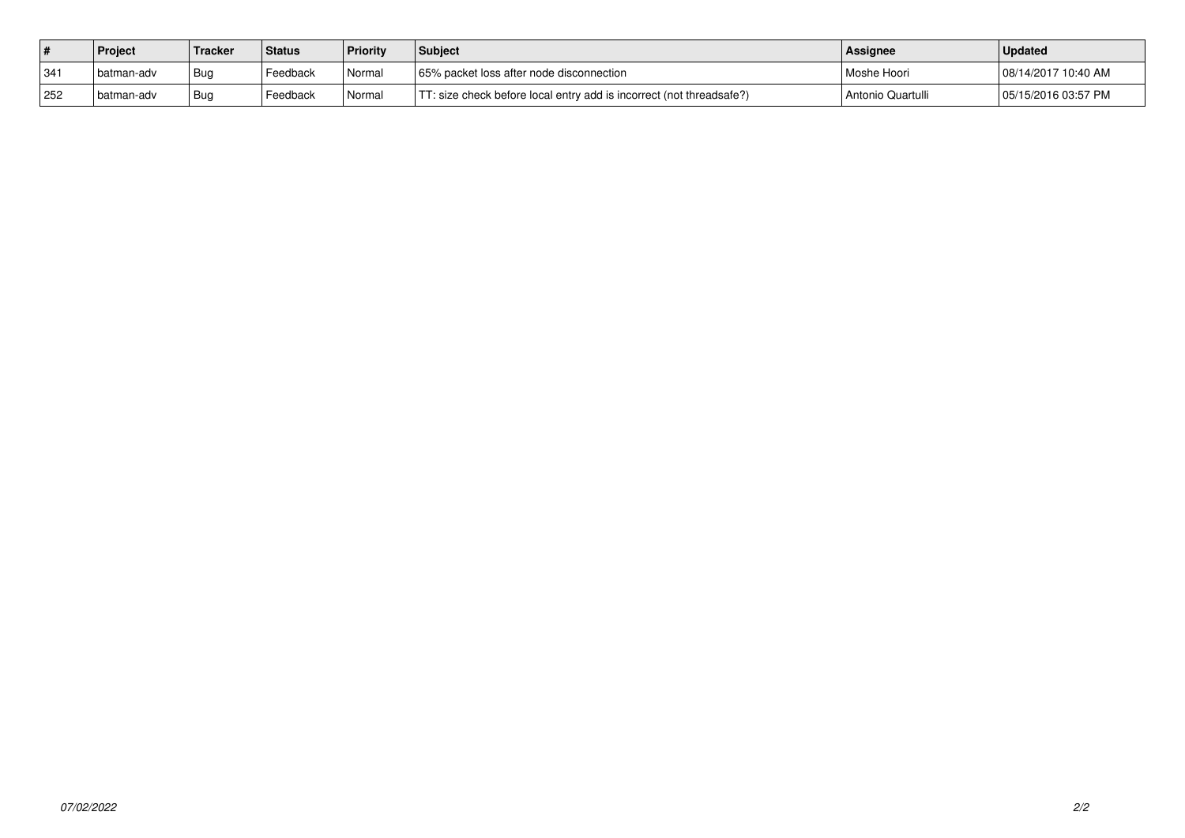| # | Project | Tracker | Status | Priority | Subject | Assignee | Updated |
|---|---|---|---|---|---|---|---|
| 341 | batman-adv | Bug | Feedback | Normal | 65% packet loss after node disconnection | Moshe Hoori | 08/14/2017 10:40 AM |
| 252 | batman-adv | Bug | Feedback | Normal | TT: size check before local entry add is incorrect (not threadsafe?) | Antonio Quartulli | 05/15/2016 03:57 PM |